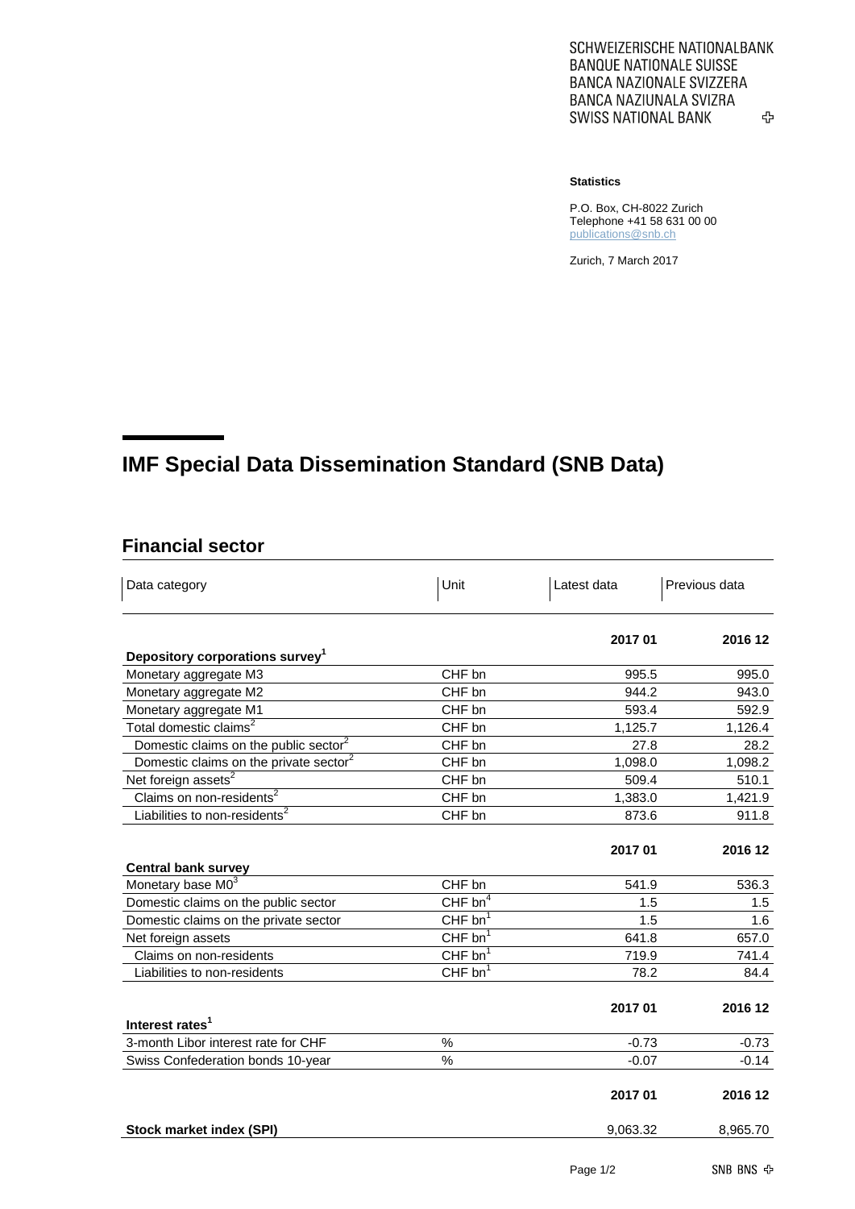SCHWEIZERISCHE NATIONALBANK
BANQUE NATIONALE SUISSE
BANCA NAZIONALE SVIZZERA
BANCA NAZIUNALA SVIZRA
SWISS NATIONAL BANK

**Statistics**

P.O. Box, CH-8022 Zurich
Telephone +41 58 631 00 00
publications@snb.ch

Zurich, 7 March 2017

# IMF Special Data Dissemination Standard (SNB Data)

## Financial sector

| Data category | Unit | Latest data | Previous data |
|---|---|---|---|
| | | **2017 01** | **2016 12** |
| **Depository corporations survey**[1] | | | |
| Monetary aggregate M3 | CHF bn | 995.5 | 995.0 |
| Monetary aggregate M2 | CHF bn | 944.2 | 943.0 |
| Monetary aggregate M1 | CHF bn | 593.4 | 592.9 |
| Total domestic claims[2] | CHF bn | 1,125.7 | 1,126.4 |
| Domestic claims on the public sector[2] | CHF bn | 27.8 | 28.2 |
| Domestic claims on the private sector[2] | CHF bn | 1,098.0 | 1,098.2 |
| Net foreign assets[2] | CHF bn | 509.4 | 510.1 |
| Claims on non-residents[2] | CHF bn | 1,383.0 | 1,421.9 |
| Liabilities to non-residents[2] | CHF bn | 873.6 | 911.8 |
| | | **2017 01** | **2016 12** |
| **Central bank survey** | | | |
| Monetary base M0[3] | CHF bn | 541.9 | 536.3 |
| Domestic claims on the public sector | CHF bn[4] | 1.5 | 1.5 |
| Domestic claims on the private sector | CHF bn[1] | 1.5 | 1.6 |
| Net foreign assets | CHF bn[1] | 641.8 | 657.0 |
| Claims on non-residents | CHF bn[1] | 719.9 | 741.4 |
| Liabilities to non-residents | CHF bn[1] | 78.2 | 84.4 |
| | | **2017 01** | **2016 12** |
| **Interest rates**[1] | | | |
| 3-month Libor interest rate for CHF | % | -0.73 | -0.73 |
| Swiss Confederation bonds 10-year | % | -0.07 | -0.14 |
| | | **2017 01** | **2016 12** |
| **Stock market index (SPI)** | | 9,063.32 | 8,965.70 |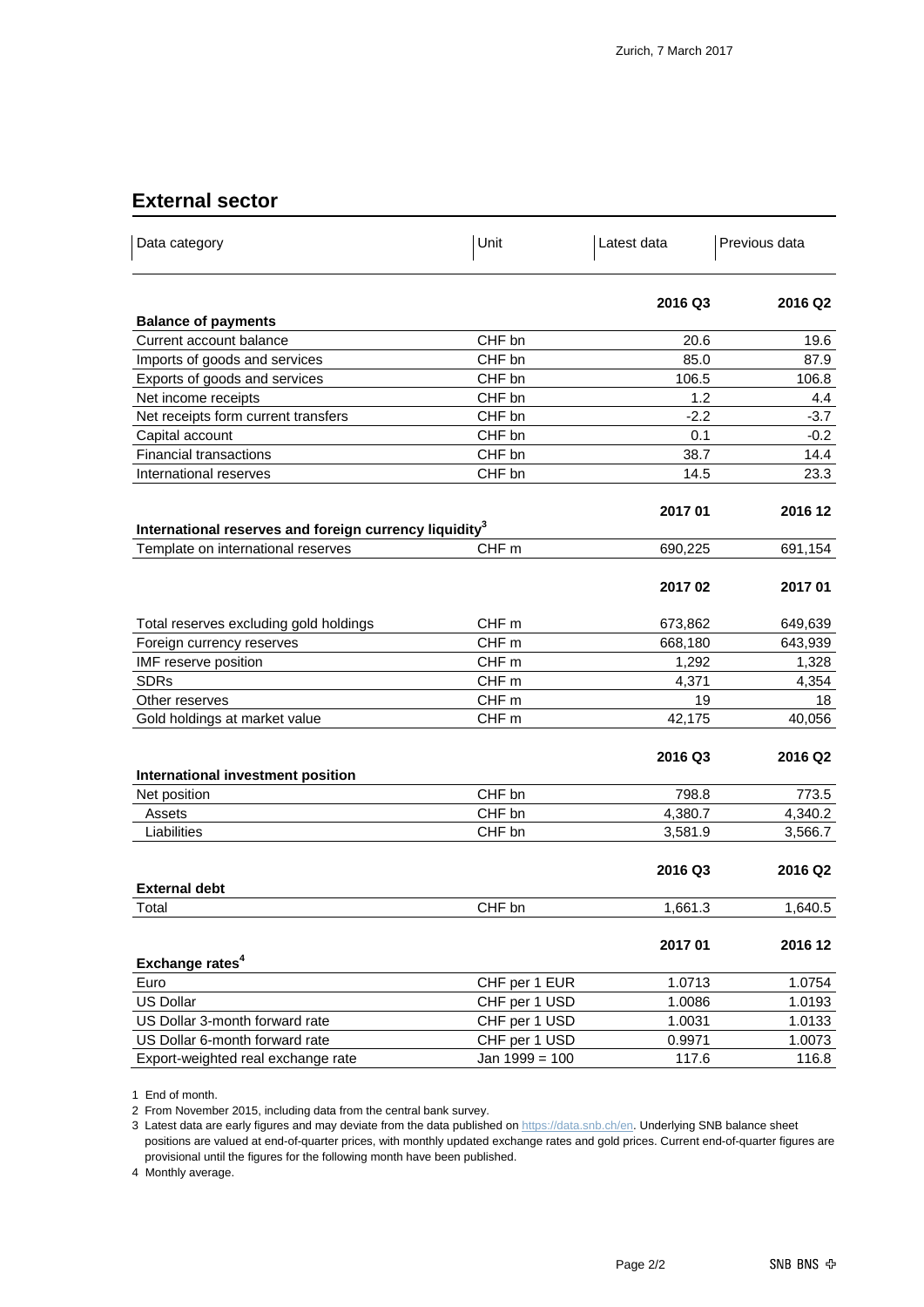Zurich, 7 March 2017

## External sector

| Data category | Unit | Latest data | Previous data |
|---|---|---|---|
| | | **2016 Q3** | **2016 Q2** |
| **Balance of payments** | | | |
| Current account balance | CHF bn | 20.6 | 19.6 |
| Imports of goods and services | CHF bn | 85.0 | 87.9 |
| Exports of goods and services | CHF bn | 106.5 | 106.8 |
| Net income receipts | CHF bn | 1.2 | 4.4 |
| Net receipts form current transfers | CHF bn | -2.2 | -3.7 |
| Capital account | CHF bn | 0.1 | -0.2 |
| Financial transactions | CHF bn | 38.7 | 14.4 |
| International reserves | CHF bn | 14.5 | 23.3 |
| | | **2017 01** | **2016 12** |
| **International reserves and foreign currency liquidity[3]** | | | |
| Template on international reserves | CHF m | 690,225 | 691,154 |
| | | **2017 02** | **2017 01** |
| Total reserves excluding gold holdings | CHF m | 673,862 | 649,639 |
| Foreign currency reserves | CHF m | 668,180 | 643,939 |
| IMF reserve position | CHF m | 1,292 | 1,328 |
| SDRs | CHF m | 4,371 | 4,354 |
| Other reserves | CHF m | 19 | 18 |
| Gold holdings at market value | CHF m | 42,175 | 40,056 |
| | | **2016 Q3** | **2016 Q2** |
| **International investment position** | | | |
| Net position | CHF bn | 798.8 | 773.5 |
| Assets | CHF bn | 4,380.7 | 4,340.2 |
| Liabilities | CHF bn | 3,581.9 | 3,566.7 |
| | | **2016 Q3** | **2016 Q2** |
| **External debt** | | | |
| Total | CHF bn | 1,661.3 | 1,640.5 |
| | | **2017 01** | **2016 12** |
| **Exchange rates[4]** | | | |
| Euro | CHF per 1 EUR | 1.0713 | 1.0754 |
| US Dollar | CHF per 1 USD | 1.0086 | 1.0193 |
| US Dollar 3-month forward rate | CHF per 1 USD | 1.0031 | 1.0133 |
| US Dollar 6-month forward rate | CHF per 1 USD | 0.9971 | 1.0073 |
| Export-weighted real exchange rate | Jan 1999 = 100 | 117.6 | 116.8 |

1 End of month.

2 From November 2015, including data from the central bank survey.

3 Latest data are early figures and may deviate from the data published on https://data.snb.ch/en. Underlying SNB balance sheet positions are valued at end-of-quarter prices, with monthly updated exchange rates and gold prices. Current end-of-quarter figures are provisional until the figures for the following month have been published.

4 Monthly average.